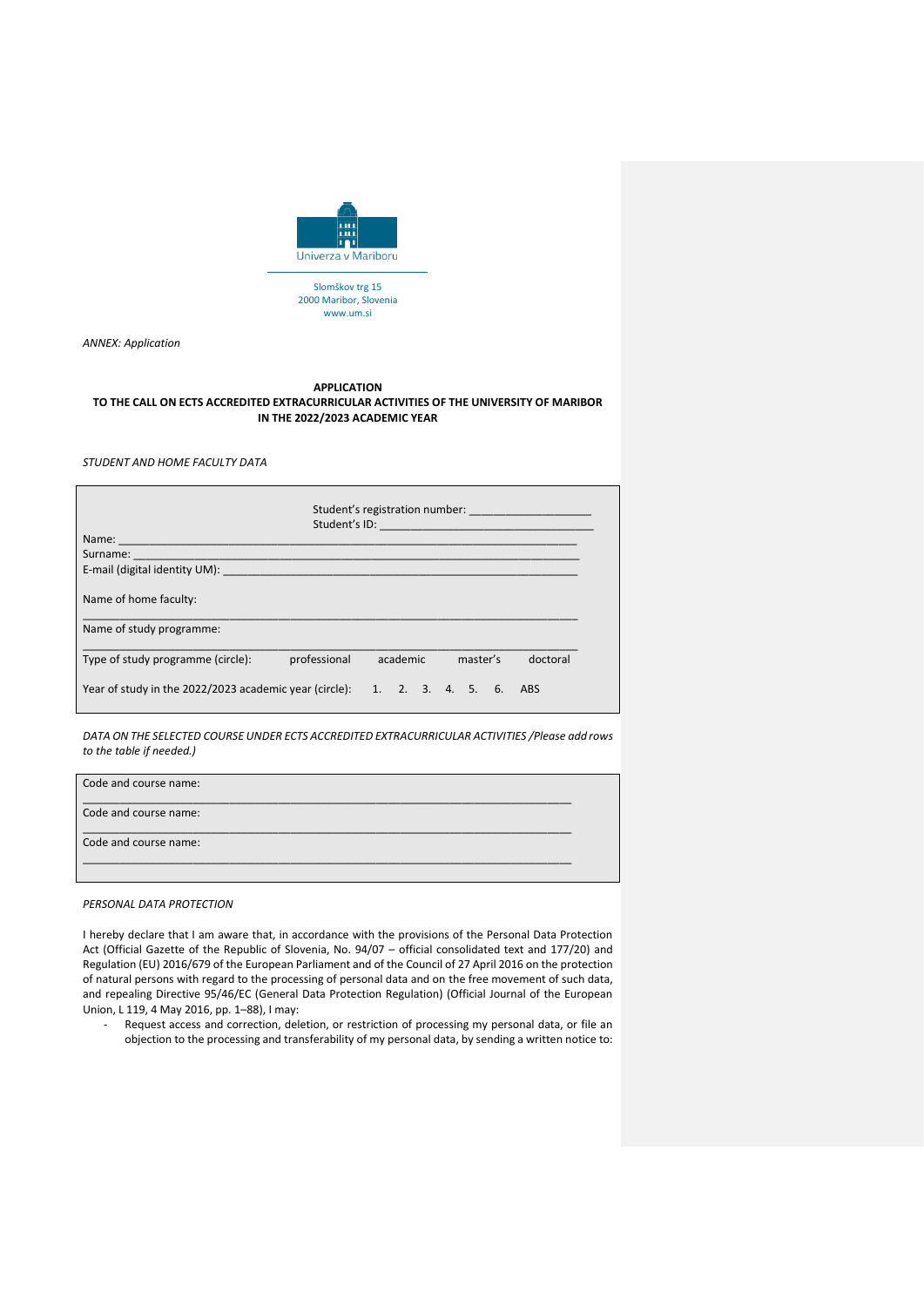Univerza v Mariboru

Slomškov trg 15
2000 Maribor, Slovenia
www.um.si

*ANNEX: Application*

**APPLICATION**
**TO THE CALL ON ECTS ACCREDITED EXTRACURRICULAR ACTIVITIES OF THE UNIVERSITY OF MARIBOR IN THE 2022/2023 ACADEMIC YEAR**

*STUDENT AND HOME FACULTY DATA*

Student's registration number: ____________________
Student's ID: __________________________________

Name: ______________________________________________________________________
Surname: ____________________________________________________________________
E-mail (digital identity UM): _____________________________________________________

Name of home faculty:
____________________________________________________________________________

Name of study programme:
____________________________________________________________________________

Type of study programme (circle): professional academic master's doctoral

Year of study in the 2022/2023 academic year (circle): 1. 2. 3. 4. 5. 6. ABS

*DATA ON THE SELECTED COURSE UNDER ECTS ACCREDITED EXTRACURRICULAR ACTIVITIES /Please add rows to the table if needed.)*

Code and course name:
____________________________________________________________________________

Code and course name:
____________________________________________________________________________

Code and course name:
____________________________________________________________________________

*PERSONAL DATA PROTECTION*

I hereby declare that I am aware that, in accordance with the provisions of the Personal Data Protection Act (Official Gazette of the Republic of Slovenia, No. 94/07 – official consolidated text and 177/20) and Regulation (EU) 2016/679 of the European Parliament and of the Council of 27 April 2016 on the protection of natural persons with regard to the processing of personal data and on the free movement of such data, and repealing Directive 95/46/EC (General Data Protection Regulation) (Official Journal of the European Union, L 119, 4 May 2016, pp. 1–88), I may:

- Request access and correction, deletion, or restriction of processing my personal data, or file an objection to the processing and transferability of my personal data, by sending a written notice to: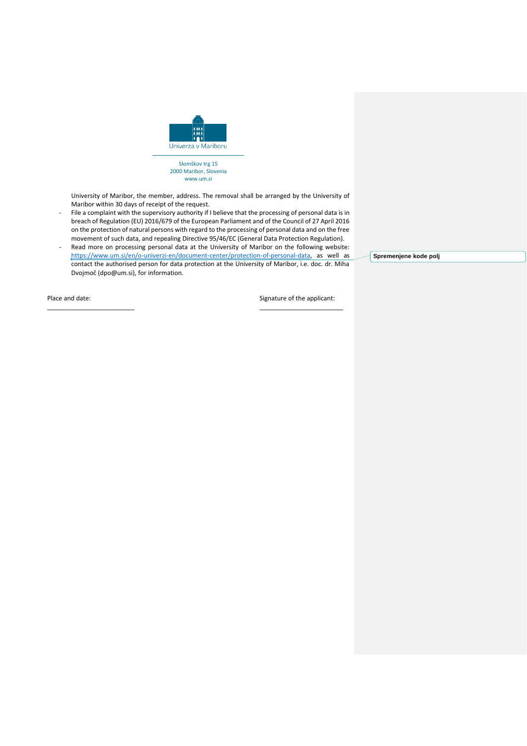University of Maribor, the member, address. The removal shall be arranged by the University of Maribor within 30 days of receipt of the request.

- File a complaint with the supervisory authority if I believe that the processing of personal data is in breach of Regulation (EU) 2016/679 of the European Parliament and of the Council of 27 April 2016 on the protection of natural persons with regard to the processing of personal data and on the free movement of such data, and repealing Directive 95/46/EC (General Data Protection Regulation).
- Read more on processing personal data at the University of Maribor on the following website: https://www.um.si/en/o-univerzi-en/document-center/protection-of-personal-data, as well as contact the authorised person for data protection at the University of Maribor, i.e. doc. dr. Miha Dvojmoč (dpo@um.si), for information.

Place and date: ________________________

Signature of the applicant: ________________________